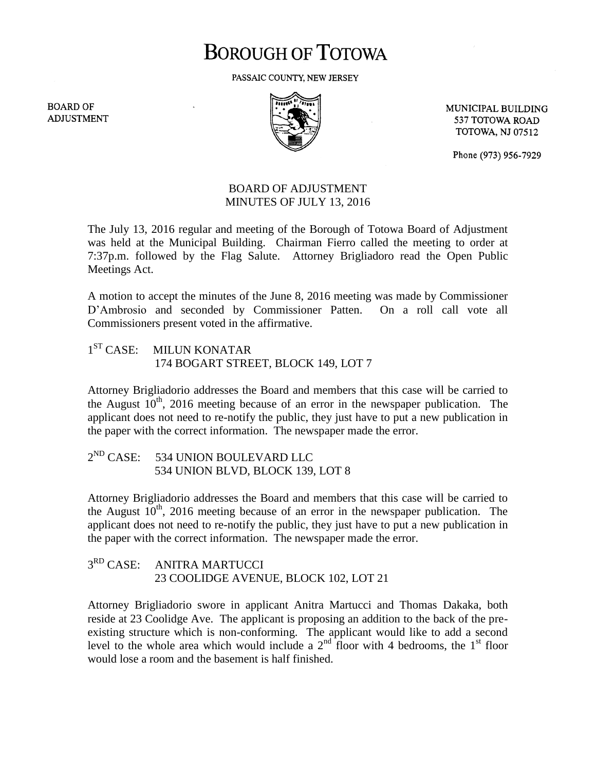# BOROUGH OF TOTOWA

PASSAIC COUNTY, NEW JERSEY

BOARD OF ADJUSTMENT

MUNICIPAL BUILDING
537 TOTOWA ROAD
TOTOWA, NJ 07512

Phone (973) 956-7929

## BOARD OF ADJUSTMENT
## MINUTES OF JULY 13, 2016

The July 13, 2016 regular and meeting of the Borough of Totowa Board of Adjustment was held at the Municipal Building. Chairman Fierro called the meeting to order at 7:37p.m. followed by the Flag Salute. Attorney Brigliadoro read the Open Public Meetings Act.

A motion to accept the minutes of the June 8, 2016 meeting was made by Commissioner D'Ambrosio and seconded by Commissioner Patten. On a roll call vote all Commissioners present voted in the affirmative.

1ST CASE: MILUN KONATAR
174 BOGART STREET, BLOCK 149, LOT 7

Attorney Brigliadorio addresses the Board and members that this case will be carried to the August 10th, 2016 meeting because of an error in the newspaper publication. The applicant does not need to re-notify the public, they just have to put a new publication in the paper with the correct information. The newspaper made the error.

2ND CASE: 534 UNION BOULEVARD LLC
534 UNION BLVD, BLOCK 139, LOT 8

Attorney Brigliadorio addresses the Board and members that this case will be carried to the August 10th, 2016 meeting because of an error in the newspaper publication. The applicant does not need to re-notify the public, they just have to put a new publication in the paper with the correct information. The newspaper made the error.

3RD CASE: ANITRA MARTUCCI
23 COOLIDGE AVENUE, BLOCK 102, LOT 21

Attorney Brigliadorio swore in applicant Anitra Martucci and Thomas Dakaka, both reside at 23 Coolidge Ave. The applicant is proposing an addition to the back of the pre-existing structure which is non-conforming. The applicant would like to add a second level to the whole area which would include a 2nd floor with 4 bedrooms, the 1st floor would lose a room and the basement is half finished.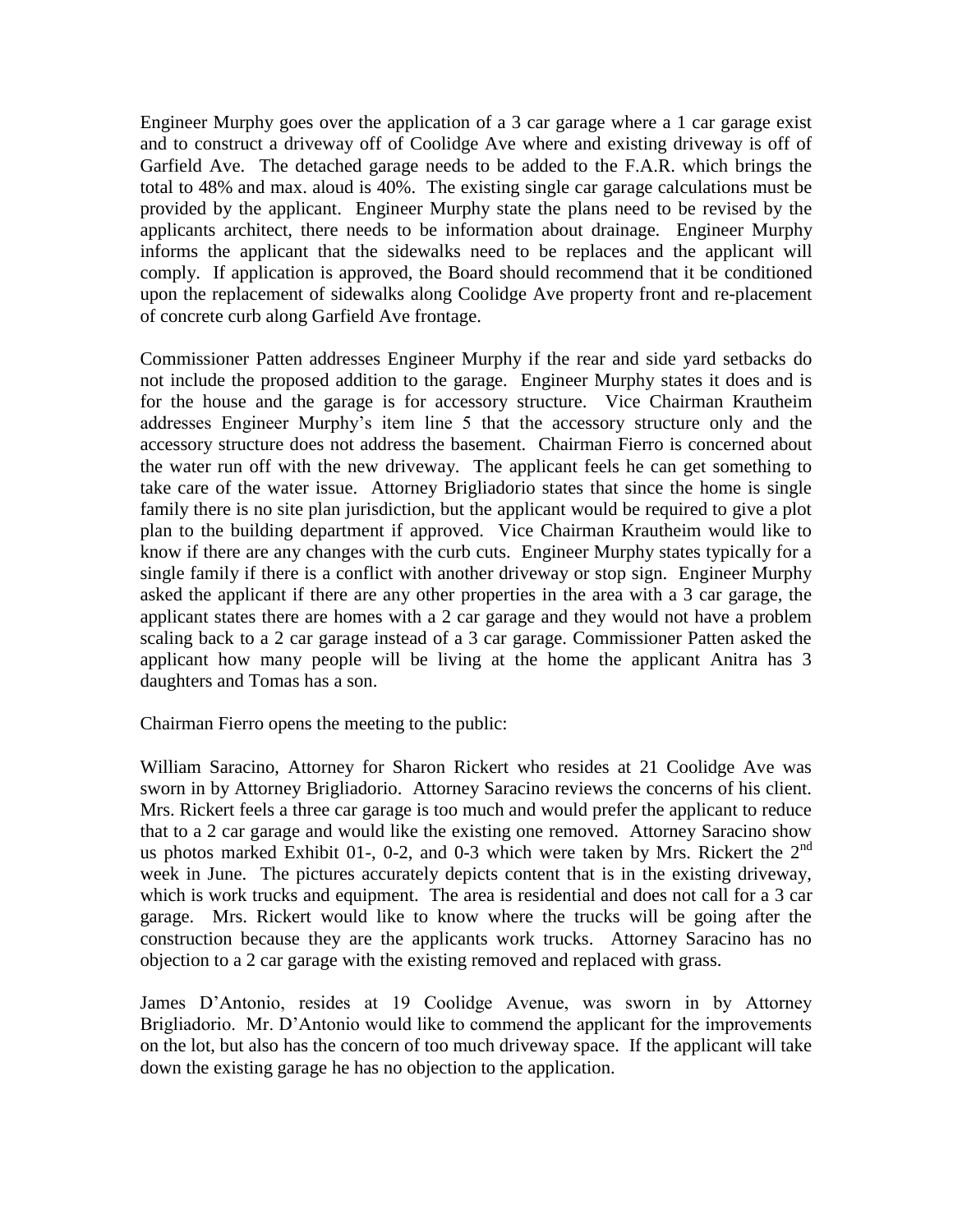Engineer Murphy goes over the application of a 3 car garage where a 1 car garage exist and to construct a driveway off of Coolidge Ave where and existing driveway is off of Garfield Ave. The detached garage needs to be added to the F.A.R. which brings the total to 48% and max. aloud is 40%. The existing single car garage calculations must be provided by the applicant. Engineer Murphy state the plans need to be revised by the applicants architect, there needs to be information about drainage. Engineer Murphy informs the applicant that the sidewalks need to be replaces and the applicant will comply. If application is approved, the Board should recommend that it be conditioned upon the replacement of sidewalks along Coolidge Ave property front and re-placement of concrete curb along Garfield Ave frontage.

Commissioner Patten addresses Engineer Murphy if the rear and side yard setbacks do not include the proposed addition to the garage. Engineer Murphy states it does and is for the house and the garage is for accessory structure. Vice Chairman Krautheim addresses Engineer Murphy's item line 5 that the accessory structure only and the accessory structure does not address the basement. Chairman Fierro is concerned about the water run off with the new driveway. The applicant feels he can get something to take care of the water issue. Attorney Brigliadorio states that since the home is single family there is no site plan jurisdiction, but the applicant would be required to give a plot plan to the building department if approved. Vice Chairman Krautheim would like to know if there are any changes with the curb cuts. Engineer Murphy states typically for a single family if there is a conflict with another driveway or stop sign. Engineer Murphy asked the applicant if there are any other properties in the area with a 3 car garage, the applicant states there are homes with a 2 car garage and they would not have a problem scaling back to a 2 car garage instead of a 3 car garage. Commissioner Patten asked the applicant how many people will be living at the home the applicant Anitra has 3 daughters and Tomas has a son.

Chairman Fierro opens the meeting to the public:

William Saracino, Attorney for Sharon Rickert who resides at 21 Coolidge Ave was sworn in by Attorney Brigliadorio. Attorney Saracino reviews the concerns of his client. Mrs. Rickert feels a three car garage is too much and would prefer the applicant to reduce that to a 2 car garage and would like the existing one removed. Attorney Saracino show us photos marked Exhibit 01-, 0-2, and 0-3 which were taken by Mrs. Rickert the 2nd week in June. The pictures accurately depicts content that is in the existing driveway, which is work trucks and equipment. The area is residential and does not call for a 3 car garage. Mrs. Rickert would like to know where the trucks will be going after the construction because they are the applicants work trucks. Attorney Saracino has no objection to a 2 car garage with the existing removed and replaced with grass.

James D'Antonio, resides at 19 Coolidge Avenue, was sworn in by Attorney Brigliadorio. Mr. D'Antonio would like to commend the applicant for the improvements on the lot, but also has the concern of too much driveway space. If the applicant will take down the existing garage he has no objection to the application.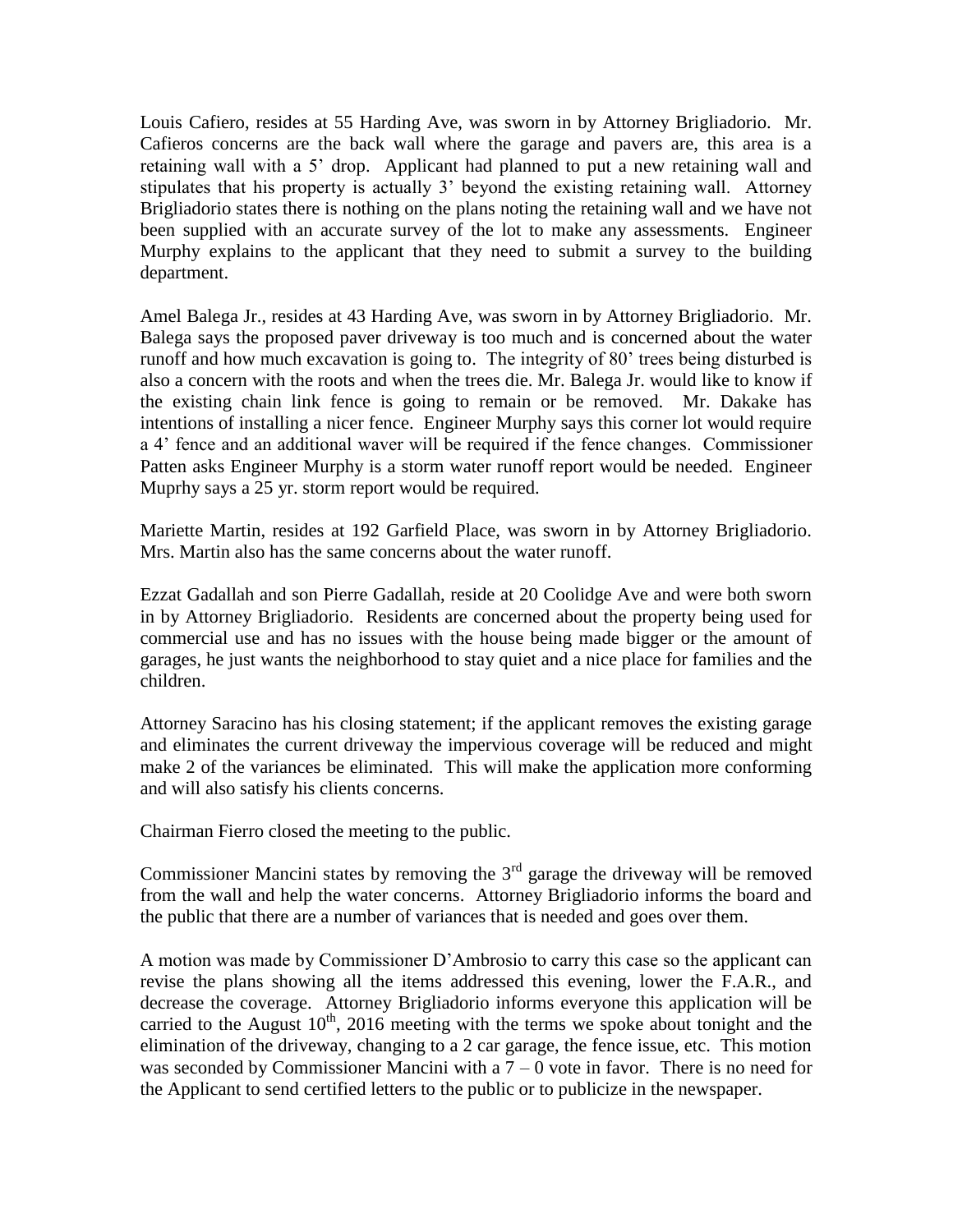Louis Cafiero, resides at 55 Harding Ave, was sworn in by Attorney Brigliadorio. Mr. Cafieros concerns are the back wall where the garage and pavers are, this area is a retaining wall with a 5' drop. Applicant had planned to put a new retaining wall and stipulates that his property is actually 3' beyond the existing retaining wall. Attorney Brigliadorio states there is nothing on the plans noting the retaining wall and we have not been supplied with an accurate survey of the lot to make any assessments. Engineer Murphy explains to the applicant that they need to submit a survey to the building department.

Amel Balega Jr., resides at 43 Harding Ave, was sworn in by Attorney Brigliadorio. Mr. Balega says the proposed paver driveway is too much and is concerned about the water runoff and how much excavation is going to. The integrity of 80' trees being disturbed is also a concern with the roots and when the trees die. Mr. Balega Jr. would like to know if the existing chain link fence is going to remain or be removed. Mr. Dakake has intentions of installing a nicer fence. Engineer Murphy says this corner lot would require a 4' fence and an additional waver will be required if the fence changes. Commissioner Patten asks Engineer Murphy is a storm water runoff report would be needed. Engineer Muprhy says a 25 yr. storm report would be required.

Mariette Martin, resides at 192 Garfield Place, was sworn in by Attorney Brigliadorio. Mrs. Martin also has the same concerns about the water runoff.

Ezzat Gadallah and son Pierre Gadallah, reside at 20 Coolidge Ave and were both sworn in by Attorney Brigliadorio. Residents are concerned about the property being used for commercial use and has no issues with the house being made bigger or the amount of garages, he just wants the neighborhood to stay quiet and a nice place for families and the children.

Attorney Saracino has his closing statement; if the applicant removes the existing garage and eliminates the current driveway the impervious coverage will be reduced and might make 2 of the variances be eliminated. This will make the application more conforming and will also satisfy his clients concerns.

Chairman Fierro closed the meeting to the public.

Commissioner Mancini states by removing the 3rd garage the driveway will be removed from the wall and help the water concerns. Attorney Brigliadorio informs the board and the public that there are a number of variances that is needed and goes over them.

A motion was made by Commissioner D'Ambrosio to carry this case so the applicant can revise the plans showing all the items addressed this evening, lower the F.A.R., and decrease the coverage. Attorney Brigliadorio informs everyone this application will be carried to the August 10th, 2016 meeting with the terms we spoke about tonight and the elimination of the driveway, changing to a 2 car garage, the fence issue, etc. This motion was seconded by Commissioner Mancini with a 7 – 0 vote in favor. There is no need for the Applicant to send certified letters to the public or to publicize in the newspaper.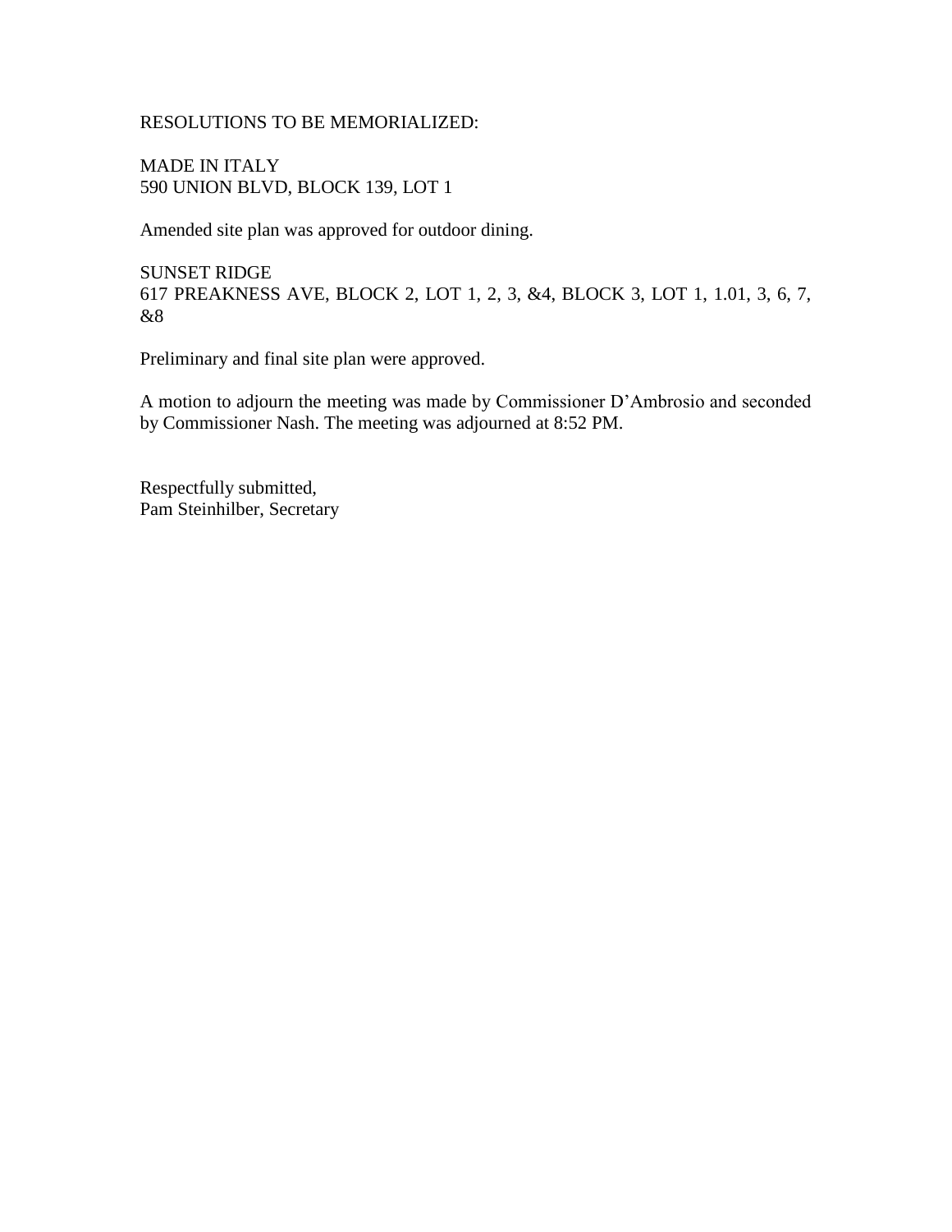RESOLUTIONS TO BE MEMORIALIZED:

MADE IN ITALY
590 UNION BLVD, BLOCK 139, LOT 1

Amended site plan was approved for outdoor dining.

SUNSET RIDGE
617 PREAKNESS AVE, BLOCK 2, LOT 1, 2, 3, &4, BLOCK 3, LOT 1, 1.01, 3, 6, 7, &8

Preliminary and final site plan were approved.

A motion to adjourn the meeting was made by Commissioner D'Ambrosio and seconded by Commissioner Nash. The meeting was adjourned at 8:52 PM.

Respectfully submitted,
Pam Steinhilber, Secretary